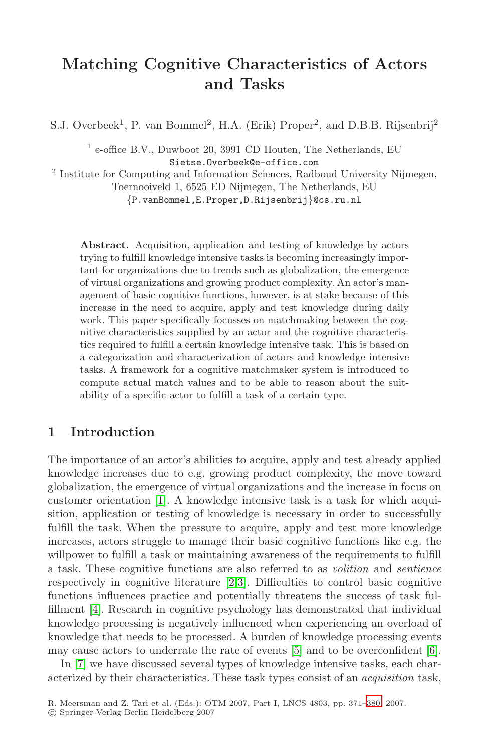# Matching Cognitive Characteristics of Actors and Tasks

S.J. Overbeek[1], P. van Bommel[2], H.A. (Erik) Proper[2], and D.B.B. Rijsenbrij[2]

[1] e-office B.V., Duwboot 20, 3991 CD Houten, The Netherlands, EU
Sietse.Overbeek@e-office.com

[2] Institute for Computing and Information Sciences, Radboud University Nijmegen, Toernooiveld 1, 6525 ED Nijmegen, The Netherlands, EU
{P.vanBommel,E.Proper,D.Rijsenbrij}@cs.ru.nl

**Abstract.** Acquisition, application and testing of knowledge by actors trying to fulfill knowledge intensive tasks is becoming increasingly important for organizations due to trends such as globalization, the emergence of virtual organizations and growing product complexity. An actor's management of basic cognitive functions, however, is at stake because of this increase in the need to acquire, apply and test knowledge during daily work. This paper specifically focusses on matchmaking between the cognitive characteristics supplied by an actor and the cognitive characteristics required to fulfill a certain knowledge intensive task. This is based on a categorization and characterization of actors and knowledge intensive tasks. A framework for a cognitive matchmaker system is introduced to compute actual match values and to be able to reason about the suitability of a specific actor to fulfill a task of a certain type.

## 1 Introduction

The importance of an actor's abilities to acquire, apply and test already applied knowledge increases due to e.g. growing product complexity, the move toward globalization, the emergence of virtual organizations and the increase in focus on customer orientation [1]. A knowledge intensive task is a task for which acquisition, application or testing of knowledge is necessary in order to successfully fulfill the task. When the pressure to acquire, apply and test more knowledge increases, actors struggle to manage their basic cognitive functions like e.g. the willpower to fulfill a task or maintaining awareness of the requirements to fulfill a task. These cognitive functions are also referred to as *volition* and *sentience* respectively in cognitive literature [2,3]. Difficulties to control basic cognitive functions influences practice and potentially threatens the success of task fulfillment [4]. Research in cognitive psychology has demonstrated that individual knowledge processing is negatively influenced when experiencing an overload of knowledge that needs to be processed. A burden of knowledge processing events may cause actors to underrate the rate of events [5] and to be overconfident [6].

In [7] we have discussed several types of knowledge intensive tasks, each characterized by their characteristics. These task types consist of an *acquisition* task,

R. Meersman and Z. Tari et al. (Eds.): OTM 2007, Part I, LNCS 4803, pp. 371–380, 2007.
© Springer-Verlag Berlin Heidelberg 2007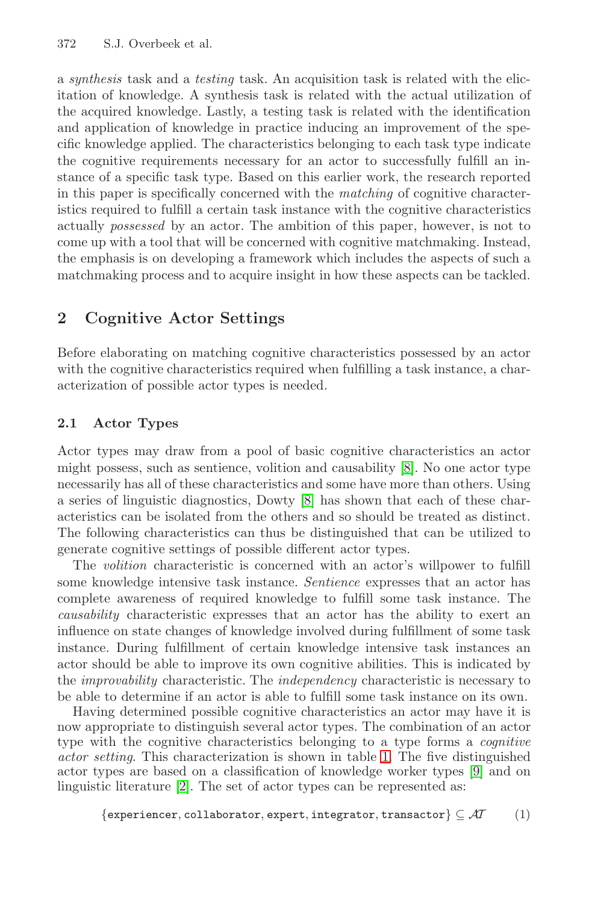a *synthesis* task and a *testing* task. An acquisition task is related with the elicitation of knowledge. A synthesis task is related with the actual utilization of the acquired knowledge. Lastly, a testing task is related with the identification and application of knowledge in practice inducing an improvement of the specific knowledge applied. The characteristics belonging to each task type indicate the cognitive requirements necessary for an actor to successfully fulfill an instance of a specific task type. Based on this earlier work, the research reported in this paper is specifically concerned with the *matching* of cognitive characteristics required to fulfill a certain task instance with the cognitive characteristics actually *possessed* by an actor. The ambition of this paper, however, is not to come up with a tool that will be concerned with cognitive matchmaking. Instead, the emphasis is on developing a framework which includes the aspects of such a matchmaking process and to acquire insight in how these aspects can be tackled.

## 2 Cognitive Actor Settings

Before elaborating on matching cognitive characteristics possessed by an actor with the cognitive characteristics required when fulfilling a task instance, a characterization of possible actor types is needed.

### 2.1 Actor Types

Actor types may draw from a pool of basic cognitive characteristics an actor might possess, such as sentience, volition and causability [8]. No one actor type necessarily has all of these characteristics and some have more than others. Using a series of linguistic diagnostics, Dowty [8] has shown that each of these characteristics can be isolated from the others and so should be treated as distinct. The following characteristics can thus be distinguished that can be utilized to generate cognitive settings of possible different actor types.

The *volition* characteristic is concerned with an actor's willpower to fulfill some knowledge intensive task instance. *Sentience* expresses that an actor has complete awareness of required knowledge to fulfill some task instance. The *causability* characteristic expresses that an actor has the ability to exert an influence on state changes of knowledge involved during fulfillment of some task instance. During fulfillment of certain knowledge intensive task instances an actor should be able to improve its own cognitive abilities. This is indicated by the *improvability* characteristic. The *independency* characteristic is necessary to be able to determine if an actor is able to fulfill some task instance on its own.

Having determined possible cognitive characteristics an actor may have it is now appropriate to distinguish several actor types. The combination of an actor type with the cognitive characteristics belonging to a type forms a *cognitive actor setting*. This characterization is shown in table 1. The five distinguished actor types are based on a classification of knowledge worker types [9] and on linguistic literature [2]. The set of actor types can be represented as:

$$\{\texttt{experiencer}, \texttt{collaborator}, \texttt{expert}, \texttt{integrator}, \texttt{transactor}\} \subseteq \mathcal{AT} \qquad (1)$$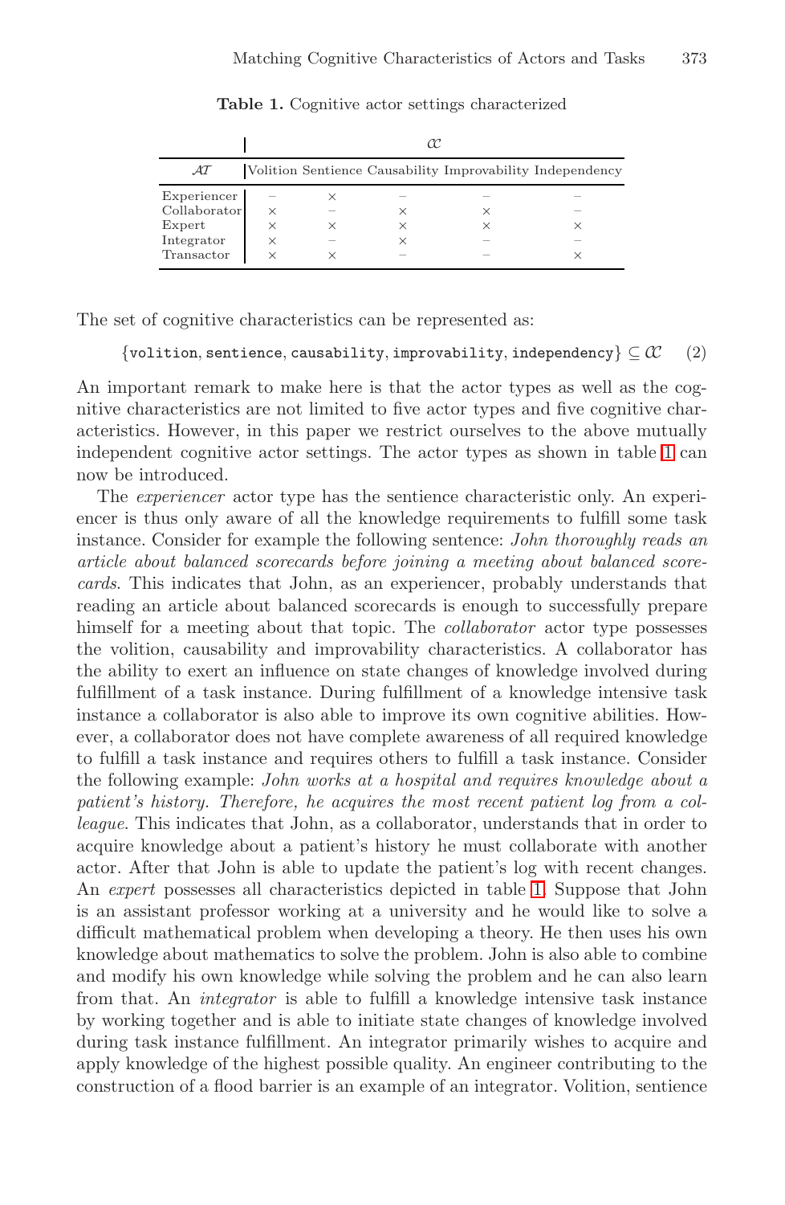**Table 1.** Cognitive actor settings characterized

| | $\mathcal{CC}$ | | | | |
|---|---|---|---|---|---|
| $\mathcal{AT}$ | Volition | Sentience | Causability | Improvability | Independency |
| Experiencer | – | × | – | – | – |
| Collaborator | × | – | × | × | – |
| Expert | × | × | × | × | × |
| Integrator | × | – | × | – | – |
| Transactor | × | × | – | – | × |

The set of cognitive characteristics can be represented as:

$$\{\texttt{volition}, \texttt{sentience}, \texttt{causability}, \texttt{improvability}, \texttt{independency}\} \subseteq \mathcal{CC} \quad (2)$$

An important remark to make here is that the actor types as well as the cognitive characteristics are not limited to five actor types and five cognitive characteristics. However, in this paper we restrict ourselves to the above mutually independent cognitive actor settings. The actor types as shown in table 1 can now be introduced.

The *experiencer* actor type has the sentience characteristic only. An experiencer is thus only aware of all the knowledge requirements to fulfill some task instance. Consider for example the following sentence: *John thoroughly reads an article about balanced scorecards before joining a meeting about balanced scorecards*. This indicates that John, as an experiencer, probably understands that reading an article about balanced scorecards is enough to successfully prepare himself for a meeting about that topic. The *collaborator* actor type possesses the volition, causability and improvability characteristics. A collaborator has the ability to exert an influence on state changes of knowledge involved during fulfillment of a task instance. During fulfillment of a knowledge intensive task instance a collaborator is also able to improve its own cognitive abilities. However, a collaborator does not have complete awareness of all required knowledge to fulfill a task instance and requires others to fulfill a task instance. Consider the following example: *John works at a hospital and requires knowledge about a patient's history. Therefore, he acquires the most recent patient log from a colleague.* This indicates that John, as a collaborator, understands that in order to acquire knowledge about a patient's history he must collaborate with another actor. After that John is able to update the patient's log with recent changes. An *expert* possesses all characteristics depicted in table 1. Suppose that John is an assistant professor working at a university and he would like to solve a difficult mathematical problem when developing a theory. He then uses his own knowledge about mathematics to solve the problem. John is also able to combine and modify his own knowledge while solving the problem and he can also learn from that. An *integrator* is able to fulfill a knowledge intensive task instance by working together and is able to initiate state changes of knowledge involved during task instance fulfillment. An integrator primarily wishes to acquire and apply knowledge of the highest possible quality. An engineer contributing to the construction of a flood barrier is an example of an integrator. Volition, sentience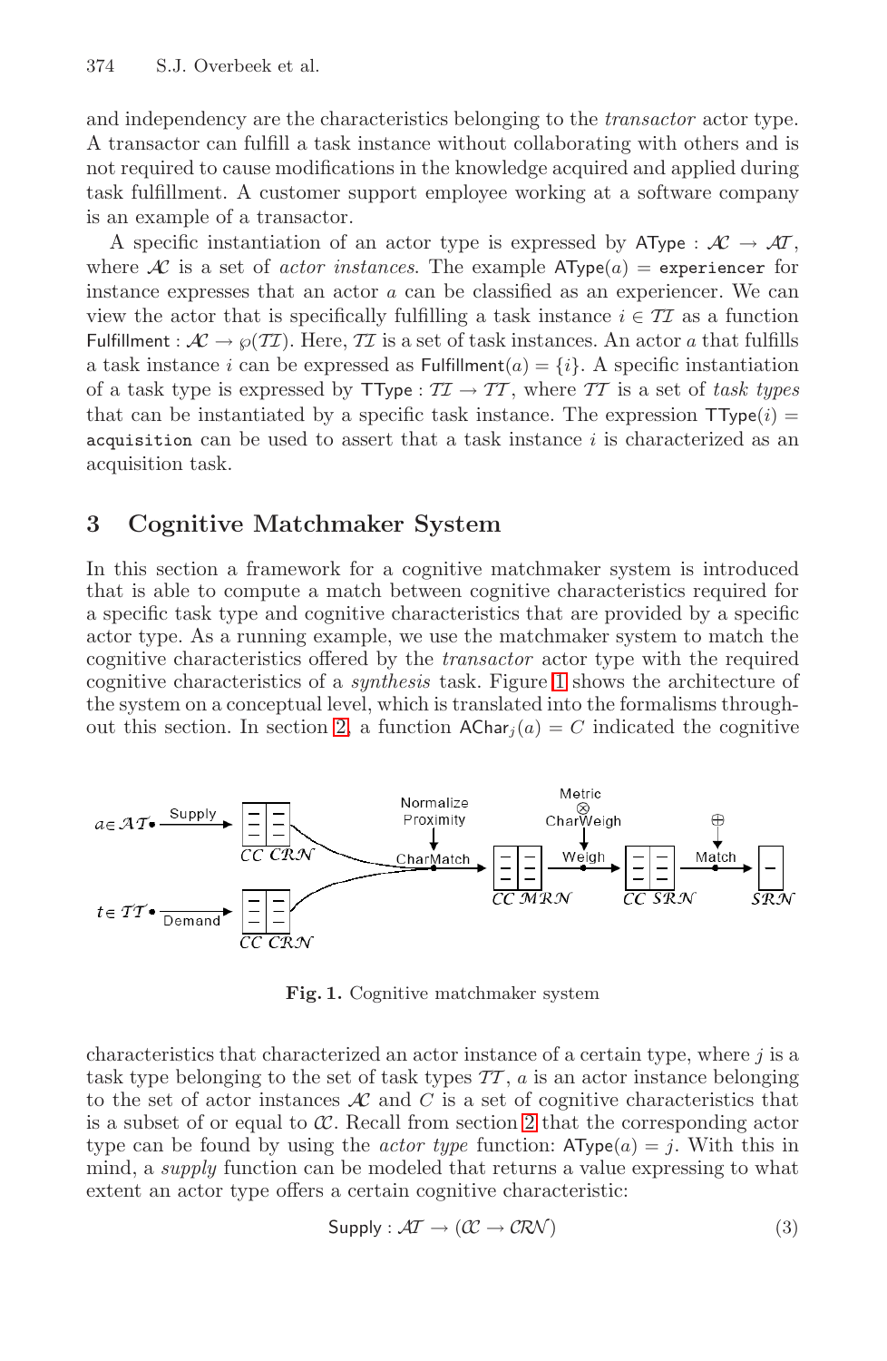and independency are the characteristics belonging to the *transactor* actor type. A transactor can fulfill a task instance without collaborating with others and is not required to cause modifications in the knowledge acquired and applied during task fulfillment. A customer support employee working at a software company is an example of a transactor.

A specific instantiation of an actor type is expressed by $\mathsf{AType} : \mathcal{AC} \rightarrow \mathcal{AT}$, where $\mathcal{AC}$ is a set of *actor instances*. The example $\mathsf{AType}(a) = \mathtt{experiencer}$ for instance expresses that an actor $a$ can be classified as an experiencer. We can view the actor that is specifically fulfilling a task instance $i \in \mathcal{TI}$ as a function $\mathsf{Fulfillment} : \mathcal{AC} \rightarrow \wp(\mathcal{TI})$. Here, $\mathcal{TI}$ is a set of task instances. An actor $a$ that fulfills a task instance $i$ can be expressed as $\mathsf{Fulfillment}(a) = \{i\}$. A specific instantiation of a task type is expressed by $\mathsf{TType} : \mathcal{TI} \rightarrow \mathcal{TT}$, where $\mathcal{TT}$ is a set of *task types* that can be instantiated by a specific task instance. The expression $\mathsf{TType}(i) = \mathtt{acquisition}$ can be used to assert that a task instance $i$ is characterized as an acquisition task.

## 3 Cognitive Matchmaker System

In this section a framework for a cognitive matchmaker system is introduced that is able to compute a match between cognitive characteristics required for a specific task type and cognitive characteristics that are provided by a specific actor type. As a running example, we use the matchmaker system to match the cognitive characteristics offered by the *transactor* actor type with the required cognitive characteristics of a *synthesis* task. Figure 1 shows the architecture of the system on a conceptual level, which is translated into the formalisms throughout this section. In section 2, a function $\mathsf{AChar}_j(a) = C$ indicated the cognitive

**Fig. 1.** Cognitive matchmaker system

characteristics that characterized an actor instance of a certain type, where $j$ is a task type belonging to the set of task types $\mathcal{TT}$, $a$ is an actor instance belonging to the set of actor instances $\mathcal{AC}$ and $C$ is a set of cognitive characteristics that is a subset of or equal to $\mathcal{CC}$. Recall from section 2 that the corresponding actor type can be found by using the *actor type* function: $\mathsf{AType}(a) = j$. With this in mind, a *supply* function can be modeled that returns a value expressing to what extent an actor type offers a certain cognitive characteristic:

$$\mathsf{Supply} : \mathcal{AT} \rightarrow (\mathcal{CC} \rightarrow \mathcal{CRN}) \tag{3}$$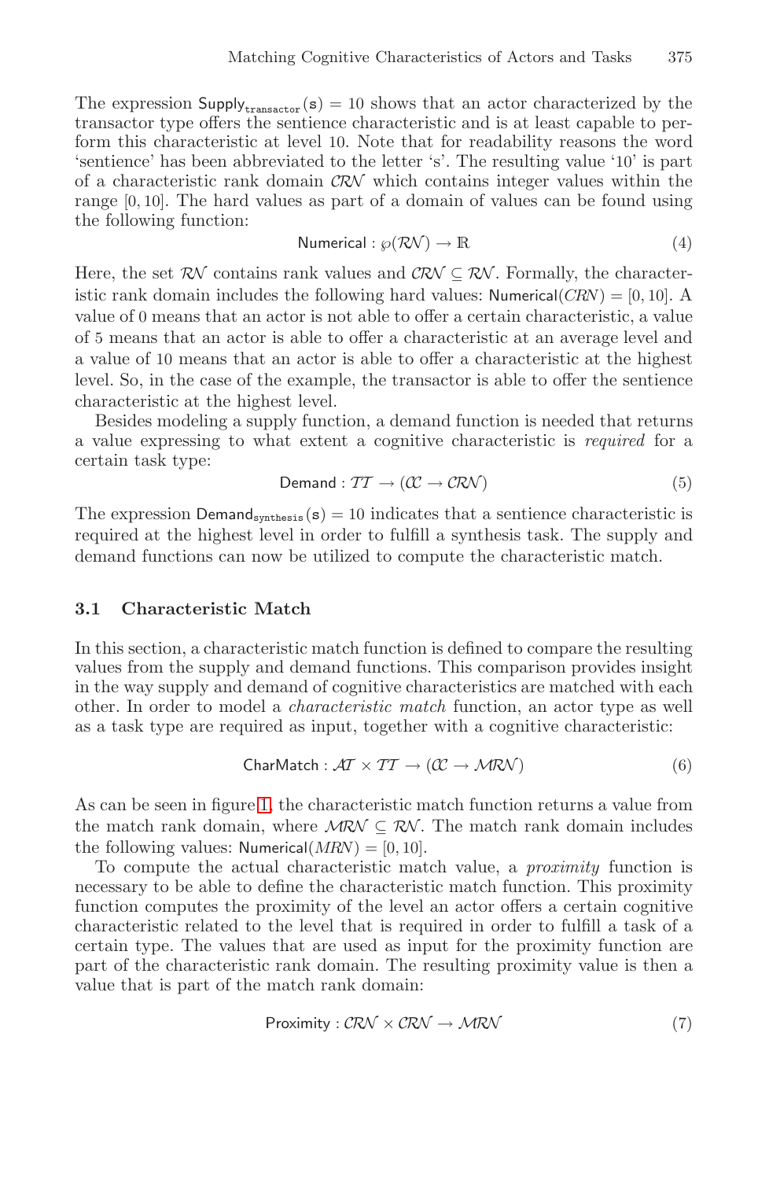The expression $\mathsf{Supply}_{\mathsf{transactor}}(\mathsf{s}) = 10$ shows that an actor characterized by the transactor type offers the sentience characteristic and is at least capable to perform this characteristic at level 10. Note that for readability reasons the word 'sentience' has been abbreviated to the letter 's'. The resulting value '10' is part of a characteristic rank domain $\mathcal{CRN}$ which contains integer values within the range $[0, 10]$. The hard values as part of a domain of values can be found using the following function:

$$\mathsf{Numerical} : \wp(\mathcal{RN}) \rightarrow \mathbb{R} \tag{4}$$

Here, the set $\mathcal{RN}$ contains rank values and $\mathcal{CRN} \subseteq \mathcal{RN}$. Formally, the characteristic rank domain includes the following hard values: $\mathsf{Numerical}(\mathit{CRN}) = [0, 10]$. A value of 0 means that an actor is not able to offer a certain characteristic, a value of 5 means that an actor is able to offer a characteristic at an average level and a value of 10 means that an actor is able to offer a characteristic at the highest level. So, in the case of the example, the transactor is able to offer the sentience characteristic at the highest level.

Besides modeling a supply function, a demand function is needed that returns a value expressing to what extent a cognitive characteristic is *required* for a certain task type:

$$\mathsf{Demand} : \mathcal{TT} \rightarrow (\mathcal{CC} \rightarrow \mathcal{CRN}) \tag{5}$$

The expression $\mathsf{Demand}_{\mathsf{synthesis}}(\mathsf{s}) = 10$ indicates that a sentience characteristic is required at the highest level in order to fulfill a synthesis task. The supply and demand functions can now be utilized to compute the characteristic match.

### 3.1 Characteristic Match

In this section, a characteristic match function is defined to compare the resulting values from the supply and demand functions. This comparison provides insight in the way supply and demand of cognitive characteristics are matched with each other. In order to model a *characteristic match* function, an actor type as well as a task type are required as input, together with a cognitive characteristic:

$$\mathsf{CharMatch} : \mathcal{AT} \times \mathcal{TT} \rightarrow (\mathcal{CC} \rightarrow \mathcal{MRN}) \tag{6}$$

As can be seen in figure 1, the characteristic match function returns a value from the match rank domain, where $\mathcal{MRN} \subseteq \mathcal{RN}$. The match rank domain includes the following values: $\mathsf{Numerical}(\mathit{MRN}) = [0, 10]$.

To compute the actual characteristic match value, a *proximity* function is necessary to be able to define the characteristic match function. This proximity function computes the proximity of the level an actor offers a certain cognitive characteristic related to the level that is required in order to fulfill a task of a certain type. The values that are used as input for the proximity function are part of the characteristic rank domain. The resulting proximity value is then a value that is part of the match rank domain:

$$\mathsf{Proximity} : \mathcal{CRN} \times \mathcal{CRN} \rightarrow \mathcal{MRN} \tag{7}$$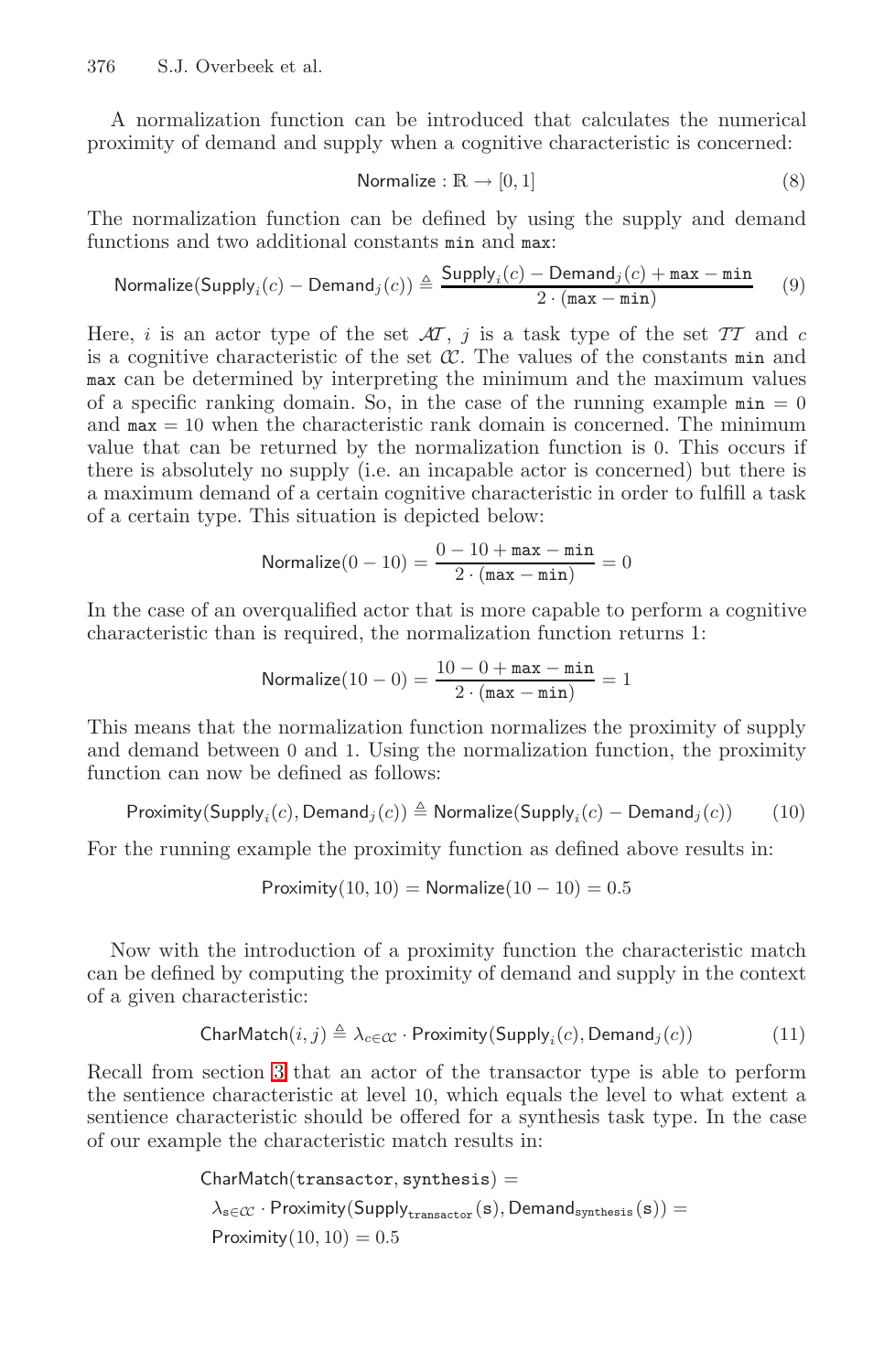A normalization function can be introduced that calculates the numerical proximity of demand and supply when a cognitive characteristic is concerned:

$$\mathsf{Normalize} : \mathbb{R} \rightarrow [0, 1] \tag{8}$$

The normalization function can be defined by using the supply and demand functions and two additional constants `min` and `max`:

$$\mathsf{Normalize}(\mathsf{Supply}_i(c) - \mathsf{Demand}_j(c)) \triangleq \frac{\mathsf{Supply}_i(c) - \mathsf{Demand}_j(c) + \mathtt{max} - \mathtt{min}}{2 \cdot (\mathtt{max} - \mathtt{min})} \tag{9}$$

Here, $i$ is an actor type of the set $\mathcal{AT}$, $j$ is a task type of the set $\mathcal{TT}$ and $c$ is a cognitive characteristic of the set $\mathcal{CC}$. The values of the constants `min` and `max` can be determined by interpreting the minimum and the maximum values of a specific ranking domain. So, in the case of the running example $\mathtt{min} = 0$ and $\mathtt{max} = 10$ when the characteristic rank domain is concerned. The minimum value that can be returned by the normalization function is 0. This occurs if there is absolutely no supply (i.e. an incapable actor is concerned) but there is a maximum demand of a certain cognitive characteristic in order to fulfill a task of a certain type. This situation is depicted below:

$$\mathsf{Normalize}(0 - 10) = \frac{0 - 10 + \mathtt{max} - \mathtt{min}}{2 \cdot (\mathtt{max} - \mathtt{min})} = 0$$

In the case of an overqualified actor that is more capable to perform a cognitive characteristic than is required, the normalization function returns 1:

$$\mathsf{Normalize}(10 - 0) = \frac{10 - 0 + \mathtt{max} - \mathtt{min}}{2 \cdot (\mathtt{max} - \mathtt{min})} = 1$$

This means that the normalization function normalizes the proximity of supply and demand between 0 and 1. Using the normalization function, the proximity function can now be defined as follows:

$$\mathsf{Proximity}(\mathsf{Supply}_i(c), \mathsf{Demand}_j(c)) \triangleq \mathsf{Normalize}(\mathsf{Supply}_i(c) - \mathsf{Demand}_j(c)) \tag{10}$$

For the running example the proximity function as defined above results in:

$$\mathsf{Proximity}(10, 10) = \mathsf{Normalize}(10 - 10) = 0.5$$

Now with the introduction of a proximity function the characteristic match can be defined by computing the proximity of demand and supply in the context of a given characteristic:

$$\mathsf{CharMatch}(i, j) \triangleq \lambda_{c \in \mathcal{CC}} \cdot \mathsf{Proximity}(\mathsf{Supply}_i(c), \mathsf{Demand}_j(c)) \tag{11}$$

Recall from section 3 that an actor of the transactor type is able to perform the sentience characteristic at level 10, which equals the level to what extent a sentience characteristic should be offered for a synthesis task type. In the case of our example the characteristic match results in:

$$\begin{aligned}
&\mathsf{CharMatch}(\mathtt{transactor}, \mathtt{synthesis}) = \\
&\quad \lambda_{\mathtt{s} \in \mathcal{CC}} \cdot \mathsf{Proximity}(\mathsf{Supply}_{\mathtt{transactor}}(\mathtt{s}), \mathsf{Demand}_{\mathtt{synthesis}}(\mathtt{s})) = \\
&\quad \mathsf{Proximity}(10, 10) = 0.5
\end{aligned}$$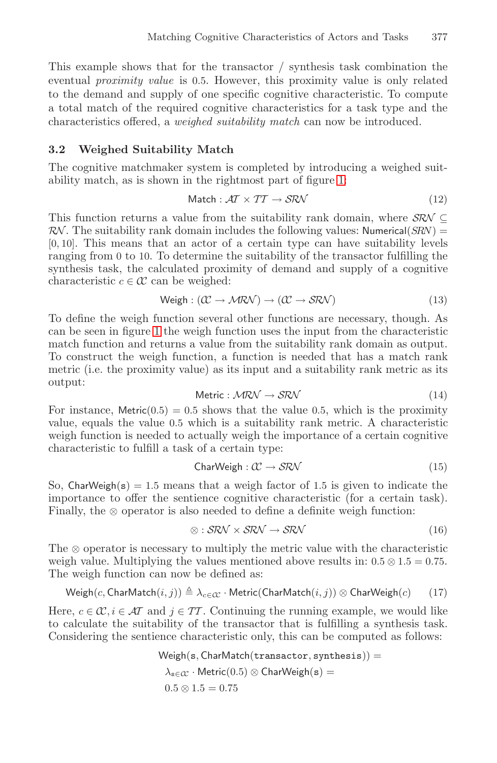This example shows that for the transactor / synthesis task combination the eventual *proximity value* is 0.5. However, this proximity value is only related to the demand and supply of one specific cognitive characteristic. To compute a total match of the required cognitive characteristics for a task type and the characteristics offered, a *weighed suitability match* can now be introduced.

### 3.2 Weighed Suitability Match

The cognitive matchmaker system is completed by introducing a weighed suitability match, as is shown in the rightmost part of figure 1:

$$\mathsf{Match} : \mathcal{AT} \times \mathcal{TT} \rightarrow \mathcal{SRN} \tag{12}$$

This function returns a value from the suitability rank domain, where $\mathcal{SRN} \subseteq \mathcal{RN}$. The suitability rank domain includes the following values: $\mathsf{Numerical}(\mathcal{SRN}) = [0, 10]$. This means that an actor of a certain type can have suitability levels ranging from 0 to 10. To determine the suitability of the transactor fulfilling the synthesis task, the calculated proximity of demand and supply of a cognitive characteristic $c \in \mathcal{CC}$ can be weighed:

$$\mathsf{Weigh} : (\mathcal{CC} \rightarrow \mathcal{MRN}) \rightarrow (\mathcal{CC} \rightarrow \mathcal{SRN}) \tag{13}$$

To define the weigh function several other functions are necessary, though. As can be seen in figure 1 the weigh function uses the input from the characteristic match function and returns a value from the suitability rank domain as output. To construct the weigh function, a function is needed that has a match rank metric (i.e. the proximity value) as its input and a suitability rank metric as its output:

$$\mathsf{Metric} : \mathcal{MRN} \rightarrow \mathcal{SRN} \tag{14}$$

For instance, $\mathsf{Metric}(0.5) = 0.5$ shows that the value 0.5, which is the proximity value, equals the value 0.5 which is a suitability rank metric. A characteristic weigh function is needed to actually weigh the importance of a certain cognitive characteristic to fulfill a task of a certain type:

$$\mathsf{CharWeigh} : \mathcal{CC} \rightarrow \mathcal{SRN} \tag{15}$$

So, $\mathsf{CharWeigh}(\mathsf{s}) = 1.5$ means that a weigh factor of 1.5 is given to indicate the importance to offer the sentience cognitive characteristic (for a certain task). Finally, the $\otimes$ operator is also needed to define a definite weigh function:

$$\otimes : \mathcal{SRN} \times \mathcal{SRN} \rightarrow \mathcal{SRN} \tag{16}$$

The $\otimes$ operator is necessary to multiply the metric value with the characteristic weigh value. Multiplying the values mentioned above results in: $0.5 \otimes 1.5 = 0.75$. The weigh function can now be defined as:

$$\mathsf{Weigh}(c, \mathsf{CharMatch}(i, j)) \triangleq \lambda_{c \in \mathcal{CC}} \cdot \mathsf{Metric}(\mathsf{CharMatch}(i, j)) \otimes \mathsf{CharWeigh}(c) \tag{17}$$

Here, $c \in \mathcal{CC}, i \in \mathcal{AT}$ and $j \in \mathcal{TT}$. Continuing the running example, we would like to calculate the suitability of the transactor that is fulfilling a synthesis task. Considering the sentience characteristic only, this can be computed as follows:

$$\begin{aligned}
&\mathsf{Weigh}(\mathsf{s}, \mathsf{CharMatch}(\mathtt{transactor}, \mathtt{synthesis})) = \\
&\lambda_{\mathsf{s} \in \mathcal{CC}} \cdot \mathsf{Metric}(0.5) \otimes \mathsf{CharWeigh}(\mathsf{s}) = \\
&0.5 \otimes 1.5 = 0.75
\end{aligned}$$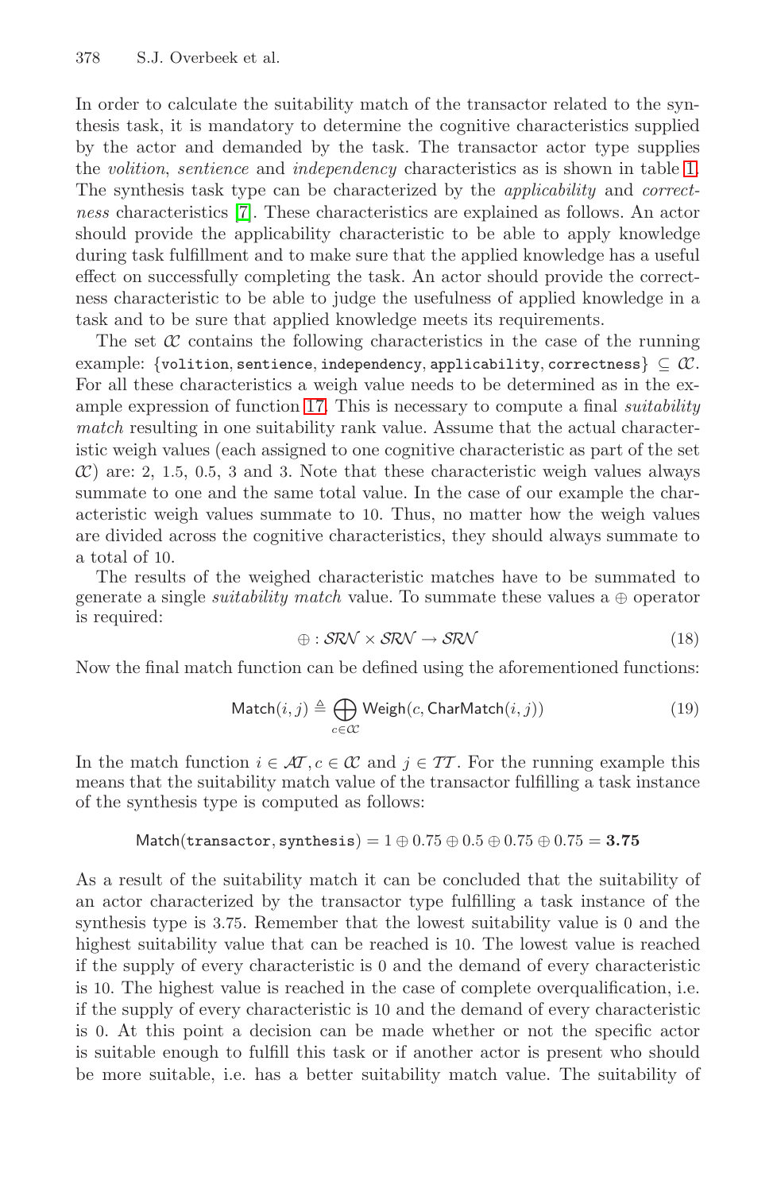In order to calculate the suitability match of the transactor related to the synthesis task, it is mandatory to determine the cognitive characteristics supplied by the actor and demanded by the task. The transactor actor type supplies the *volition*, *sentience* and *independency* characteristics as is shown in table 1. The synthesis task type can be characterized by the *applicability* and *correctness* characteristics [7]. These characteristics are explained as follows. An actor should provide the applicability characteristic to be able to apply knowledge during task fulfillment and to make sure that the applied knowledge has a useful effect on successfully completing the task. An actor should provide the correctness characteristic to be able to judge the usefulness of applied knowledge in a task and to be sure that applied knowledge meets its requirements.

The set $\mathcal{CC}$ contains the following characteristics in the case of the running example: $\{\texttt{volition}, \texttt{sentience}, \texttt{independency}, \texttt{applicability}, \texttt{correctness}\} \subseteq \mathcal{CC}$. For all these characteristics a weigh value needs to be determined as in the example expression of function 17. This is necessary to compute a final *suitability match* resulting in one suitability rank value. Assume that the actual characteristic weigh values (each assigned to one cognitive characteristic as part of the set $\mathcal{CC}$) are: 2, 1.5, 0.5, 3 and 3. Note that these characteristic weigh values always summate to one and the same total value. In the case of our example the characteristic weigh values summate to 10. Thus, no matter how the weigh values are divided across the cognitive characteristics, they should always summate to a total of 10.

The results of the weighed characteristic matches have to be summated to generate a single *suitability match* value. To summate these values a $\oplus$ operator is required:

$$\oplus : \mathcal{SRN} \times \mathcal{SRN} \rightarrow \mathcal{SRN} \tag{18}$$

Now the final match function can be defined using the aforementioned functions:

$$\mathsf{Match}(i, j) \triangleq \bigoplus_{c \in \mathcal{CC}} \mathsf{Weigh}(c, \mathsf{CharMatch}(i, j)) \tag{19}$$

In the match function $i \in \mathcal{AT}, c \in \mathcal{CC}$ and $j \in \mathcal{TT}$. For the running example this means that the suitability match value of the transactor fulfilling a task instance of the synthesis type is computed as follows:

$$\mathsf{Match}(\texttt{transactor}, \texttt{synthesis}) = 1 \oplus 0.75 \oplus 0.5 \oplus 0.75 \oplus 0.75 = \mathbf{3.75}$$

As a result of the suitability match it can be concluded that the suitability of an actor characterized by the transactor type fulfilling a task instance of the synthesis type is 3.75. Remember that the lowest suitability value is 0 and the highest suitability value that can be reached is 10. The lowest value is reached if the supply of every characteristic is 0 and the demand of every characteristic is 10. The highest value is reached in the case of complete overqualification, i.e. if the supply of every characteristic is 10 and the demand of every characteristic is 0. At this point a decision can be made whether or not the specific actor is suitable enough to fulfill this task or if another actor is present who should be more suitable, i.e. has a better suitability match value. The suitability of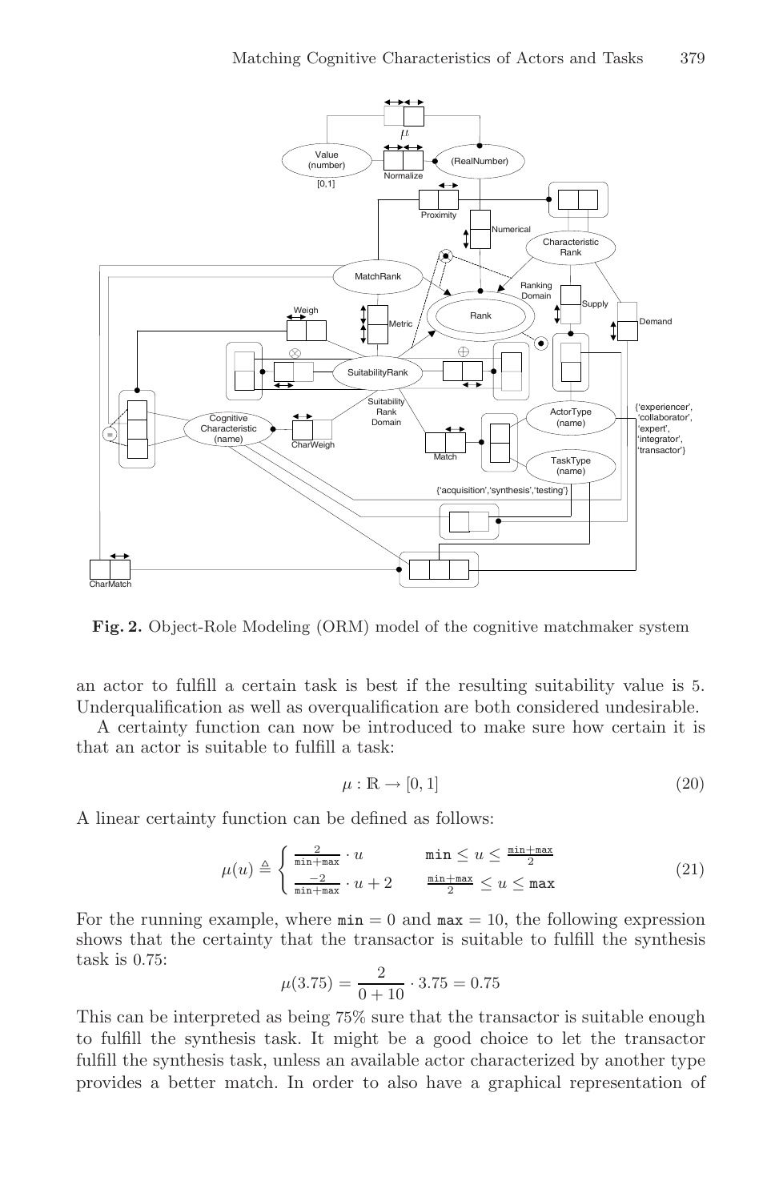**Fig. 2.** Object-Role Modeling (ORM) model of the cognitive matchmaker system

an actor to fulfill a certain task is best if the resulting suitability value is 5. Underqualification as well as overqualification are both considered undesirable.

A certainty function can now be introduced to make sure how certain it is that an actor is suitable to fulfill a task:

$$\mu : \mathbb{R} \rightarrow [0, 1] \tag{20}$$

A linear certainty function can be defined as follows:

$$\mu(u) \triangleq \begin{cases} \frac{2}{\mathtt{min}+\mathtt{max}} \cdot u & \mathtt{min} \leq u \leq \frac{\mathtt{min}+\mathtt{max}}{2} \\ \frac{-2}{\mathtt{min}+\mathtt{max}} \cdot u + 2 & \frac{\mathtt{min}+\mathtt{max}}{2} \leq u \leq \mathtt{max} \end{cases} \tag{21}$$

For the running example, where $\mathtt{min} = 0$ and $\mathtt{max} = 10$, the following expression shows that the certainty that the transactor is suitable to fulfill the synthesis task is 0.75:

$$\mu(3.75) = \frac{2}{0 + 10} \cdot 3.75 = 0.75$$

This can be interpreted as being 75% sure that the transactor is suitable enough to fulfill the synthesis task. It might be a good choice to let the transactor fulfill the synthesis task, unless an available actor characterized by another type provides a better match. In order to also have a graphical representation of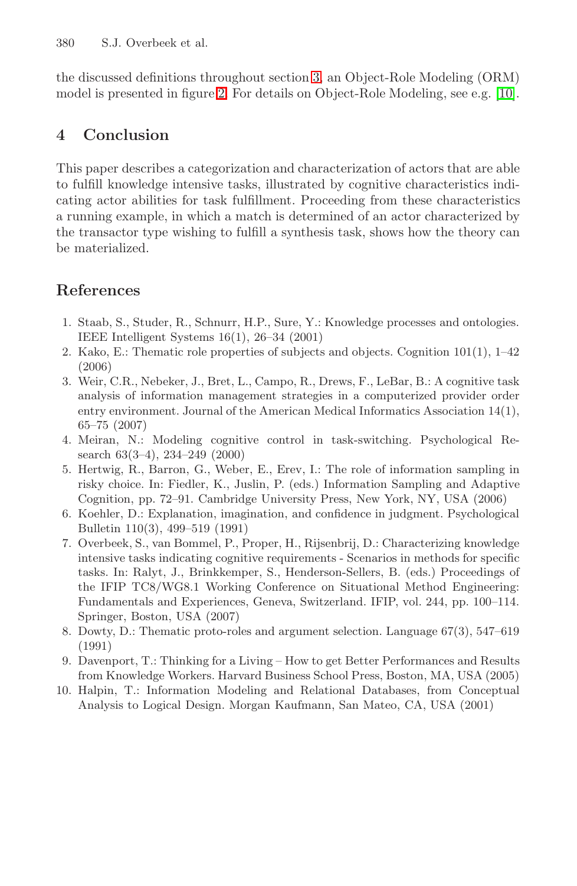the discussed definitions throughout section 3, an Object-Role Modeling (ORM) model is presented in figure 2. For details on Object-Role Modeling, see e.g. [10].

## 4 Conclusion

This paper describes a categorization and characterization of actors that are able to fulfill knowledge intensive tasks, illustrated by cognitive characteristics indicating actor abilities for task fulfillment. Proceeding from these characteristics a running example, in which a match is determined of an actor characterized by the transactor type wishing to fulfill a synthesis task, shows how the theory can be materialized.

## References

1. Staab, S., Studer, R., Schnurr, H.P., Sure, Y.: Knowledge processes and ontologies. IEEE Intelligent Systems 16(1), 26–34 (2001)
2. Kako, E.: Thematic role properties of subjects and objects. Cognition 101(1), 1–42 (2006)
3. Weir, C.R., Nebeker, J., Bret, L., Campo, R., Drews, F., LeBar, B.: A cognitive task analysis of information management strategies in a computerized provider order entry environment. Journal of the American Medical Informatics Association 14(1), 65–75 (2007)
4. Meiran, N.: Modeling cognitive control in task-switching. Psychological Research 63(3–4), 234–249 (2000)
5. Hertwig, R., Barron, G., Weber, E., Erev, I.: The role of information sampling in risky choice. In: Fiedler, K., Juslin, P. (eds.) Information Sampling and Adaptive Cognition, pp. 72–91. Cambridge University Press, New York, NY, USA (2006)
6. Koehler, D.: Explanation, imagination, and confidence in judgment. Psychological Bulletin 110(3), 499–519 (1991)
7. Overbeek, S., van Bommel, P., Proper, H., Rijsenbrij, D.: Characterizing knowledge intensive tasks indicating cognitive requirements - Scenarios in methods for specific tasks. In: Ralyt, J., Brinkkemper, S., Henderson-Sellers, B. (eds.) Proceedings of the IFIP TC8/WG8.1 Working Conference on Situational Method Engineering: Fundamentals and Experiences, Geneva, Switzerland. IFIP, vol. 244, pp. 100–114. Springer, Boston, USA (2007)
8. Dowty, D.: Thematic proto-roles and argument selection. Language 67(3), 547–619 (1991)
9. Davenport, T.: Thinking for a Living – How to get Better Performances and Results from Knowledge Workers. Harvard Business School Press, Boston, MA, USA (2005)
10. Halpin, T.: Information Modeling and Relational Databases, from Conceptual Analysis to Logical Design. Morgan Kaufmann, San Mateo, CA, USA (2001)